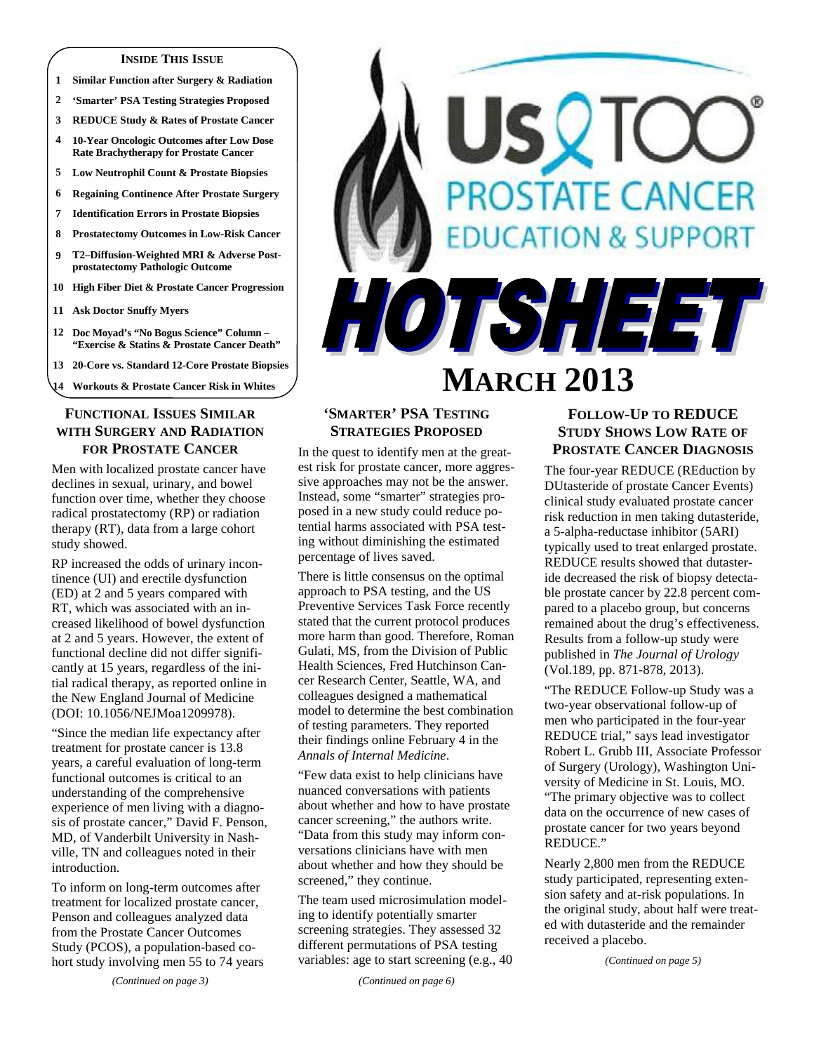**INSIDE THIS ISSUE**

1. Similar Function after Surgery & Radiation
2. 'Smarter' PSA Testing Strategies Proposed
3. REDUCE Study & Rates of Prostate Cancer
4. 10-Year Oncologic Outcomes after Low Dose Rate Brachytherapy for Prostate Cancer
5. Low Neutrophil Count & Prostate Biopsies
6. Regaining Continence After Prostate Surgery
7. Identification Errors in Prostate Biopsies
8. Prostatectomy Outcomes in Low-Risk Cancer
9. T2–Diffusion-Weighted MRI & Adverse Post-prostatectomy Pathologic Outcome
10. High Fiber Diet & Prostate Cancer Progression
11. Ask Doctor Snuffy Myers
12. Doc Moyad's "No Bogus Science" Column – "Exercise & Statins & Prostate Cancer Death"
13. 20-Core vs. Standard 12-Core Prostate Biopsies
14. Workouts & Prostate Cancer Risk in Whites

# Us TOO® PROSTATE CANCER EDUCATION & SUPPORT

# HOTSHEET

# MARCH 2013

## FUNCTIONAL ISSUES SIMILAR WITH SURGERY AND RADIATION FOR PROSTATE CANCER

Men with localized prostate cancer have declines in sexual, urinary, and bowel function over time, whether they choose radical prostatectomy (RP) or radiation therapy (RT), data from a large cohort study showed.

RP increased the odds of urinary incontinence (UI) and erectile dysfunction (ED) at 2 and 5 years compared with RT, which was associated with an increased likelihood of bowel dysfunction at 2 and 5 years. However, the extent of functional decline did not differ significantly at 15 years, regardless of the initial radical therapy, as reported online in the New England Journal of Medicine (DOI: 10.1056/NEJMoa1209978).

"Since the median life expectancy after treatment for prostate cancer is 13.8 years, a careful evaluation of long-term functional outcomes is critical to an understanding of the comprehensive experience of men living with a diagnosis of prostate cancer," David F. Penson, MD, of Vanderbilt University in Nashville, TN and colleagues noted in their introduction.

To inform on long-term outcomes after treatment for localized prostate cancer, Penson and colleagues analyzed data from the Prostate Cancer Outcomes Study (PCOS), a population-based cohort study involving men 55 to 74 years

*(Continued on page 3)*

## 'SMARTER' PSA TESTING STRATEGIES PROPOSED

In the quest to identify men at the greatest risk for prostate cancer, more aggressive approaches may not be the answer. Instead, some "smarter" strategies proposed in a new study could reduce potential harms associated with PSA testing without diminishing the estimated percentage of lives saved.

There is little consensus on the optimal approach to PSA testing, and the US Preventive Services Task Force recently stated that the current protocol produces more harm than good. Therefore, Roman Gulati, MS, from the Division of Public Health Sciences, Fred Hutchinson Cancer Research Center, Seattle, WA, and colleagues designed a mathematical model to determine the best combination of testing parameters. They reported their findings online February 4 in the *Annals of Internal Medicine*.

"Few data exist to help clinicians have nuanced conversations with patients about whether and how to have prostate cancer screening," the authors write. "Data from this study may inform conversations clinicians have with men about whether and how they should be screened," they continue.

The team used microsimulation modeling to identify potentially smarter screening strategies. They assessed 32 different permutations of PSA testing variables: age to start screening (e.g., 40

*(Continued on page 6)*

## FOLLOW-UP TO REDUCE STUDY SHOWS LOW RATE OF PROSTATE CANCER DIAGNOSIS

The four-year REDUCE (REduction by DUtasteride of prostate Cancer Events) clinical study evaluated prostate cancer risk reduction in men taking dutasteride, a 5-alpha-reductase inhibitor (5ARI) typically used to treat enlarged prostate. REDUCE results showed that dutasteride decreased the risk of biopsy detectable prostate cancer by 22.8 percent compared to a placebo group, but concerns remained about the drug's effectiveness. Results from a follow-up study were published in *The Journal of Urology* (Vol.189, pp. 871-878, 2013).

"The REDUCE Follow-up Study was a two-year observational follow-up of men who participated in the four-year REDUCE trial," says lead investigator Robert L. Grubb III, Associate Professor of Surgery (Urology), Washington University of Medicine in St. Louis, MO. "The primary objective was to collect data on the occurrence of new cases of prostate cancer for two years beyond REDUCE."

Nearly 2,800 men from the REDUCE study participated, representing extension safety and at-risk populations. In the original study, about half were treated with dutasteride and the remainder received a placebo.

*(Continued on page 5)*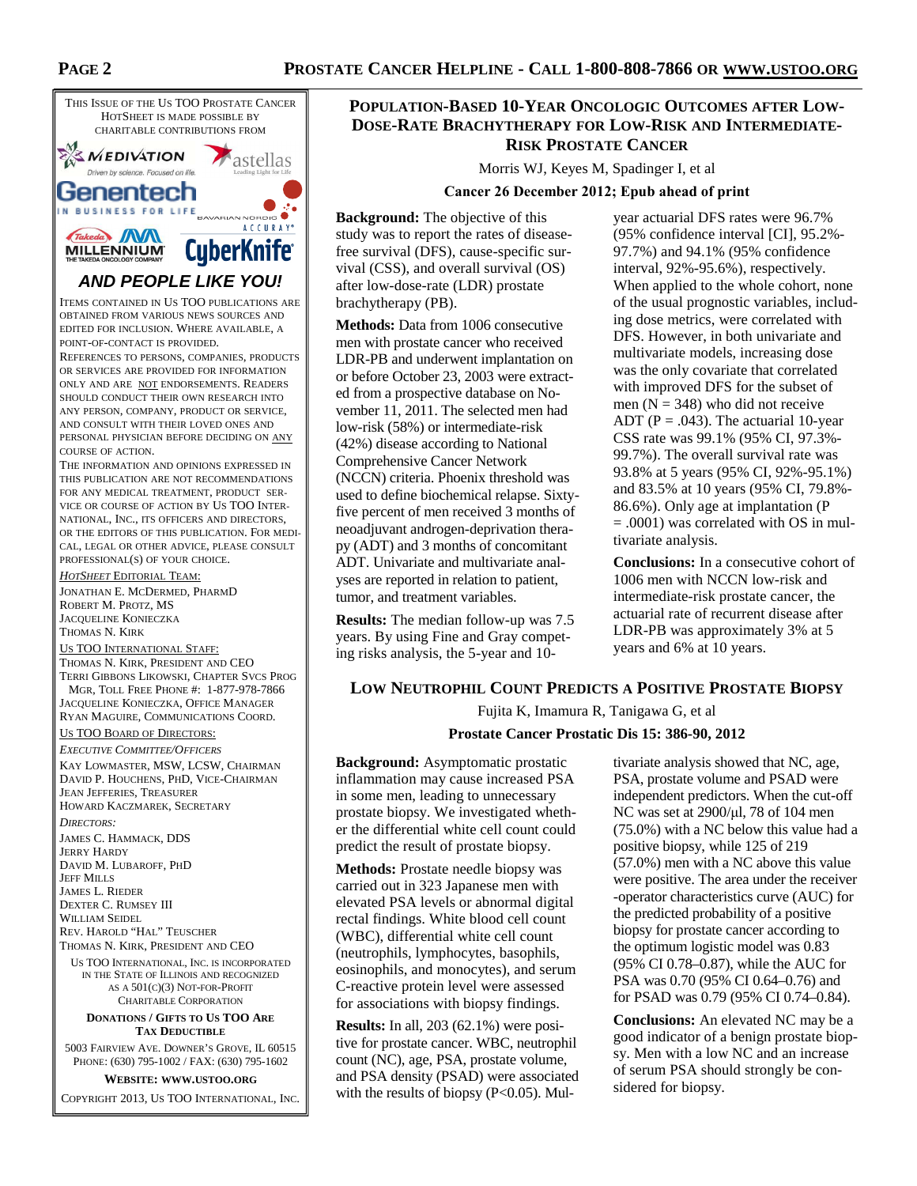This issue of the Us TOO Prostate Cancer HotSheet is made possible by charitable contributions from

Medivation, Astellas, Genentech, Bavarian Nordic, Accuray, Takeda Millennium, CyberKnife

***AND PEOPLE LIKE YOU!***

Items contained in Us TOO publications are obtained from various news sources and edited for inclusion. Where available, a point-of-contact is provided.

References to persons, companies, products or services are provided for information only and are not endorsements. Readers should conduct their own research into any person, company, product or service, and consult with their loved ones and personal physician before deciding on any course of action.

The information and opinions expressed in this publication are not recommendations for any medical treatment, product service or course of action by Us TOO International, Inc., its officers and directors, or the editors of this publication. For medical, legal or other advice, please consult professional(s) of your choice.

*HotSheet* Editorial Team:
Jonathan E. McDermed, PharmD
Robert M. Protz, MS
Jacqueline Konieczka
Thomas N. Kirk

Us TOO International Staff:
Thomas N. Kirk, President and CEO
Terri Gibbons Likowski, Chapter Svcs Prog Mgr, Toll Free Phone #: 1-877-978-7866
Jacqueline Konieczka, Office Manager
Ryan Maguire, Communications Coord.

Us TOO Board of Directors:

*Executive Committee/Officers*
Kay Lowmaster, MSW, LCSW, Chairman
David P. Houchens, PhD, Vice-Chairman
Jean Jefferies, Treasurer
Howard Kaczmarek, Secretary

*Directors:*
James C. Hammack, DDS
Jerry Hardy
David M. Lubaroff, PhD
Jeff Mills
James L. Rieder
Dexter C. Rumsey III
William Seidel
Rev. Harold "Hal" Teuscher
Thomas N. Kirk, President and CEO

Us TOO International, Inc. is incorporated in the State of Illinois and recognized as a 501(c)(3) Not-for-Profit Charitable Corporation

**Donations / Gifts to Us TOO Are Tax Deductible**

5003 Fairview Ave. Downer's Grove, IL 60515
Phone: (630) 795-1002 / Fax: (630) 795-1602

**Website: www.ustoo.org**

Copyright 2013, Us TOO International, Inc.

## Population-Based 10-Year Oncologic Outcomes after Low-Dose-Rate Brachytherapy for Low-Risk and Intermediate-Risk Prostate Cancer

Morris WJ, Keyes M, Spadinger I, et al

**Cancer 26 December 2012; Epub ahead of print**

**Background:** The objective of this study was to report the rates of disease-free survival (DFS), cause-specific survival (CSS), and overall survival (OS) after low-dose-rate (LDR) prostate brachytherapy (PB).

**Methods:** Data from 1006 consecutive men with prostate cancer who received LDR-PB and underwent implantation on or before October 23, 2003 were extracted from a prospective database on November 11, 2011. The selected men had low-risk (58%) or intermediate-risk (42%) disease according to National Comprehensive Cancer Network (NCCN) criteria. Phoenix threshold was used to define biochemical relapse. Sixty-five percent of men received 3 months of neoadjuvant androgen-deprivation therapy (ADT) and 3 months of concomitant ADT. Univariate and multivariate analyses are reported in relation to patient, tumor, and treatment variables.

**Results:** The median follow-up was 7.5 years. By using Fine and Gray competing risks analysis, the 5-year and 10-year actuarial DFS rates were 96.7% (95% confidence interval [CI], 95.2%-97.7%) and 94.1% (95% confidence interval, 92%-95.6%), respectively. When applied to the whole cohort, none of the usual prognostic variables, including dose metrics, were correlated with DFS. However, in both univariate and multivariate models, increasing dose was the only covariate that correlated with improved DFS for the subset of men (N = 348) who did not receive ADT (P = .043). The actuarial 10-year CSS rate was 99.1% (95% CI, 97.3%-99.7%). The overall survival rate was 93.8% at 5 years (95% CI, 92%-95.1%) and 83.5% at 10 years (95% CI, 79.8%-86.6%). Only age at implantation (P = .0001) was correlated with OS in multivariate analysis.

**Conclusions:** In a consecutive cohort of 1006 men with NCCN low-risk and intermediate-risk prostate cancer, the actuarial rate of recurrent disease after LDR-PB was approximately 3% at 5 years and 6% at 10 years.

## Low Neutrophil Count Predicts a Positive Prostate Biopsy

Fujita K, Imamura R, Tanigawa G, et al

**Prostate Cancer Prostatic Dis 15: 386-90, 2012**

**Background:** Asymptomatic prostatic inflammation may cause increased PSA in some men, leading to unnecessary prostate biopsy. We investigated whether the differential white cell count could predict the result of prostate biopsy.

**Methods:** Prostate needle biopsy was carried out in 323 Japanese men with elevated PSA levels or abnormal digital rectal findings. White blood cell count (WBC), differential white cell count (neutrophils, lymphocytes, basophils, eosinophils, and monocytes), and serum C-reactive protein level were assessed for associations with biopsy findings.

**Results:** In all, 203 (62.1%) were positive for prostate cancer. WBC, neutrophil count (NC), age, PSA, prostate volume, and PSA density (PSAD) were associated with the results of biopsy ($P<0.05$). Multivariate analysis showed that NC, age, PSA, prostate volume and PSAD were independent predictors. When the cut-off NC was set at 2900/μl, 78 of 104 men (75.0%) with a NC below this value had a positive biopsy, while 125 of 219 (57.0%) men with a NC above this value were positive. The area under the receiver-operator characteristics curve (AUC) for the predicted probability of a positive biopsy for prostate cancer according to the optimum logistic model was 0.83 (95% CI 0.78–0.87), while the AUC for PSA was 0.70 (95% CI 0.64–0.76) and for PSAD was 0.79 (95% CI 0.74–0.84).

**Conclusions:** An elevated NC may be a good indicator of a benign prostate biopsy. Men with a low NC and an increase of serum PSA should strongly be considered for biopsy.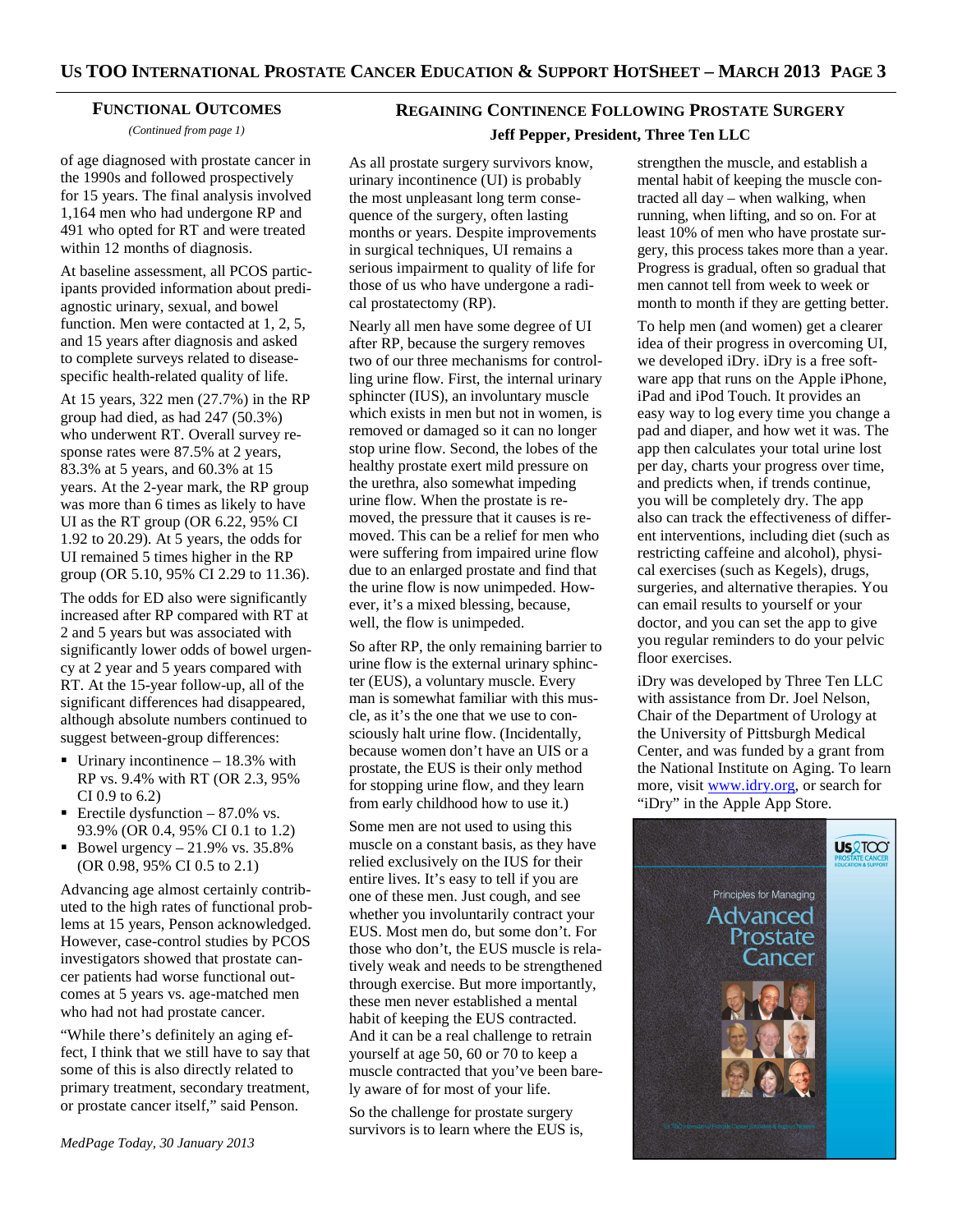## Functional Outcomes

*(Continued from page 1)*

of age diagnosed with prostate cancer in the 1990s and followed prospectively for 15 years. The final analysis involved 1,164 men who had undergone RP and 491 who opted for RT and were treated within 12 months of diagnosis.

At baseline assessment, all PCOS participants provided information about predi-agnostic urinary, sexual, and bowel function. Men were contacted at 1, 2, 5, and 15 years after diagnosis and asked to complete surveys related to disease-specific health-related quality of life.

At 15 years, 322 men (27.7%) in the RP group had died, as had 247 (50.3%) who underwent RT. Overall survey response rates were 87.5% at 2 years, 83.3% at 5 years, and 60.3% at 15 years. At the 2-year mark, the RP group was more than 6 times as likely to have UI as the RT group (OR 6.22, 95% CI 1.92 to 20.29). At 5 years, the odds for UI remained 5 times higher in the RP group (OR 5.10, 95% CI 2.29 to 11.36).

The odds for ED also were significantly increased after RP compared with RT at 2 and 5 years but was associated with significantly lower odds of bowel urgency at 2 year and 5 years compared with RT. At the 15-year follow-up, all of the significant differences had disappeared, although absolute numbers continued to suggest between-group differences:

- Urinary incontinence – 18.3% with RP vs. 9.4% with RT (OR 2.3, 95% CI 0.9 to 6.2)
- Erectile dysfunction – 87.0% vs. 93.9% (OR 0.4, 95% CI 0.1 to 1.2)
- Bowel urgency – 21.9% vs. 35.8% (OR 0.98, 95% CI 0.5 to 2.1)

Advancing age almost certainly contributed to the high rates of functional problems at 15 years, Penson acknowledged. However, case-control studies by PCOS investigators showed that prostate cancer patients had worse functional outcomes at 5 years vs. age-matched men who had not had prostate cancer.

"While there's definitely an aging effect, I think that we still have to say that some of this is also directly related to primary treatment, secondary treatment, or prostate cancer itself," said Penson.

*MedPage Today, 30 January 2013*

## Regaining Continence Following Prostate Surgery

**Jeff Pepper, President, Three Ten LLC**

As all prostate surgery survivors know, urinary incontinence (UI) is probably the most unpleasant long term consequence of the surgery, often lasting months or years. Despite improvements in surgical techniques, UI remains a serious impairment to quality of life for those of us who have undergone a radical prostatectomy (RP).

Nearly all men have some degree of UI after RP, because the surgery removes two of our three mechanisms for controlling urine flow. First, the internal urinary sphincter (IUS), an involuntary muscle which exists in men but not in women, is removed or damaged so it can no longer stop urine flow. Second, the lobes of the healthy prostate exert mild pressure on the urethra, also somewhat impeding urine flow. When the prostate is removed, the pressure that it causes is removed. This can be a relief for men who were suffering from impaired urine flow due to an enlarged prostate and find that the urine flow is now unimpeded. However, it's a mixed blessing, because, well, the flow is unimpeded.

So after RP, the only remaining barrier to urine flow is the external urinary sphincter (EUS), a voluntary muscle. Every man is somewhat familiar with this muscle, as it's the one that we use to consciously halt urine flow. (Incidentally, because women don't have an UIS or a prostate, the EUS is their only method for stopping urine flow, and they learn from early childhood how to use it.)

Some men are not used to using this muscle on a constant basis, as they have relied exclusively on the IUS for their entire lives. It's easy to tell if you are one of these men. Just cough, and see whether you involuntarily contract your EUS. Most men do, but some don't. For those who don't, the EUS muscle is relatively weak and needs to be strengthened through exercise. But more importantly, these men never established a mental habit of keeping the EUS contracted. And it can be a real challenge to retrain yourself at age 50, 60 or 70 to keep a muscle contracted that you've been barely aware of for most of your life.

So the challenge for prostate surgery survivors is to learn where the EUS is, strengthen the muscle, and establish a mental habit of keeping the muscle contracted all day – when walking, when running, when lifting, and so on. For at least 10% of men who have prostate surgery, this process takes more than a year. Progress is gradual, often so gradual that men cannot tell from week to week or month to month if they are getting better.

To help men (and women) get a clearer idea of their progress in overcoming UI, we developed iDry. iDry is a free software app that runs on the Apple iPhone, iPad and iPod Touch. It provides an easy way to log every time you change a pad and diaper, and how wet it was. The app then calculates your total urine lost per day, charts your progress over time, and predicts when, if trends continue, you will be completely dry. The app also can track the effectiveness of different interventions, including diet (such as restricting caffeine and alcohol), physical exercises (such as Kegels), drugs, surgeries, and alternative therapies. You can email results to yourself or your doctor, and you can set the app to give you regular reminders to do your pelvic floor exercises.

iDry was developed by Three Ten LLC with assistance from Dr. Joel Nelson, Chair of the Department of Urology at the University of Pittsburgh Medical Center, and was funded by a grant from the National Institute on Aging. To learn more, visit www.idry.org, or search for "iDry" in the Apple App Store.

Us TOO Prostate Cancer Education & Support

Principles for Managing **Advanced Prostate Cancer**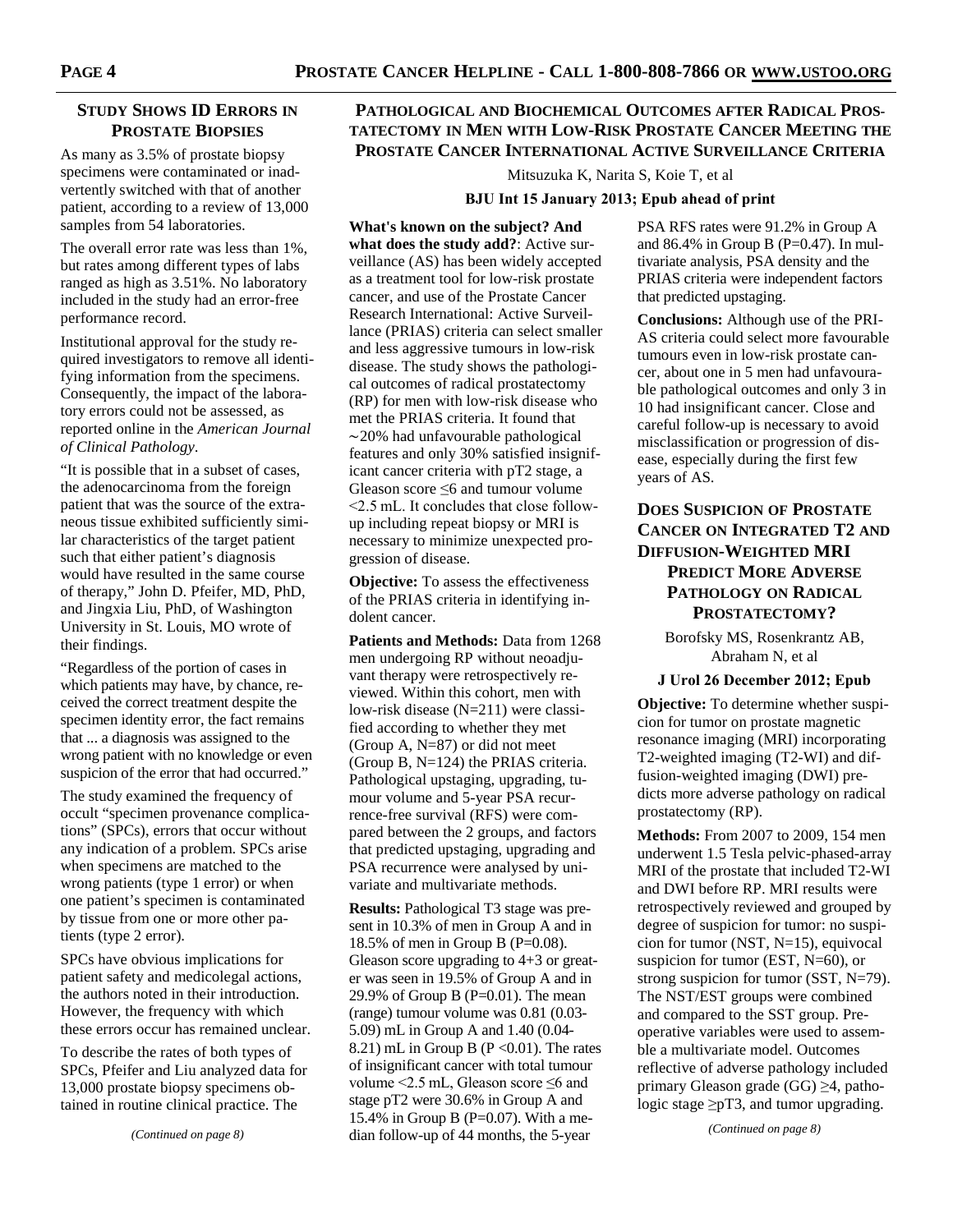## STUDY SHOWS ID ERRORS IN PROSTATE BIOPSIES

As many as 3.5% of prostate biopsy specimens were contaminated or inadvertently switched with that of another patient, according to a review of 13,000 samples from 54 laboratories.

The overall error rate was less than 1%, but rates among different types of labs ranged as high as 3.51%. No laboratory included in the study had an error-free performance record.

Institutional approval for the study required investigators to remove all identifying information from the specimens. Consequently, the impact of the laboratory errors could not be assessed, as reported online in the *American Journal of Clinical Pathology*.

"It is possible that in a subset of cases, the adenocarcinoma from the foreign patient that was the source of the extraneous tissue exhibited sufficiently similar characteristics of the target patient such that either patient's diagnosis would have resulted in the same course of therapy," John D. Pfeifer, MD, PhD, and Jingxia Liu, PhD, of Washington University in St. Louis, MO wrote of their findings.

"Regardless of the portion of cases in which patients may have, by chance, received the correct treatment despite the specimen identity error, the fact remains that ... a diagnosis was assigned to the wrong patient with no knowledge or even suspicion of the error that had occurred."

The study examined the frequency of occult "specimen provenance complications" (SPCs), errors that occur without any indication of a problem. SPCs arise when specimens are matched to the wrong patients (type 1 error) or when one patient's specimen is contaminated by tissue from one or more other patients (type 2 error).

SPCs have obvious implications for patient safety and medicolegal actions, the authors noted in their introduction. However, the frequency with which these errors occur has remained unclear.

To describe the rates of both types of SPCs, Pfeifer and Liu analyzed data for 13,000 prostate biopsy specimens obtained in routine clinical practice. The

*(Continued on page 8)*

## PATHOLOGICAL AND BIOCHEMICAL OUTCOMES AFTER RADICAL PROSTATECTOMY IN MEN WITH LOW-RISK PROSTATE CANCER MEETING THE PROSTATE CANCER INTERNATIONAL ACTIVE SURVEILLANCE CRITERIA

Mitsuzuka K, Narita S, Koie T, et al

**BJU Int 15 January 2013; Epub ahead of print**

**What's known on the subject? And what does the study add?**: Active surveillance (AS) has been widely accepted as a treatment tool for low-risk prostate cancer, and use of the Prostate Cancer Research International: Active Surveillance (PRIAS) criteria can select smaller and less aggressive tumours in low-risk disease. The study shows the pathological outcomes of radical prostatectomy (RP) for men with low-risk disease who met the PRIAS criteria. It found that ~20% had unfavourable pathological features and only 30% satisfied insignificant cancer criteria with pT2 stage, a Gleason score ≤6 and tumour volume <2.5 mL. It concludes that close follow-up including repeat biopsy or MRI is necessary to minimize unexpected progression of disease.

**Objective:** To assess the effectiveness of the PRIAS criteria in identifying indolent cancer.

**Patients and Methods:** Data from 1268 men undergoing RP without neoadjuvant therapy were retrospectively reviewed. Within this cohort, men with low-risk disease (N=211) were classified according to whether they met (Group A, N=87) or did not meet (Group B, N=124) the PRIAS criteria. Pathological upstaging, upgrading, tumour volume and 5-year PSA recurrence-free survival (RFS) were compared between the 2 groups, and factors that predicted upstaging, upgrading and PSA recurrence were analysed by univariate and multivariate methods.

**Results:** Pathological T3 stage was present in 10.3% of men in Group A and in 18.5% of men in Group B (P=0.08). Gleason score upgrading to 4+3 or greater was seen in 19.5% of Group A and in 29.9% of Group B (P=0.01). The mean (range) tumour volume was 0.81 (0.03-5.09) mL in Group A and 1.40 (0.04-8.21) mL in Group B (P <0.01). The rates of insignificant cancer with total tumour volume <2.5 mL, Gleason score ≤6 and stage pT2 were 30.6% in Group A and 15.4% in Group B (P=0.07). With a median follow-up of 44 months, the 5-year PSA RFS rates were 91.2% in Group A and 86.4% in Group B (P=0.47). In multivariate analysis, PSA density and the PRIAS criteria were independent factors that predicted upstaging.

**Conclusions:** Although use of the PRIAS criteria could select more favourable tumours even in low-risk prostate cancer, about one in 5 men had unfavourable pathological outcomes and only 3 in 10 had insignificant cancer. Close and careful follow-up is necessary to avoid misclassification or progression of disease, especially during the first few years of AS.

## DOES SUSPICION OF PROSTATE CANCER ON INTEGRATED T2 AND DIFFUSION-WEIGHTED MRI PREDICT MORE ADVERSE PATHOLOGY ON RADICAL PROSTATECTOMY?

Borofsky MS, Rosenkrantz AB, Abraham N, et al

**J Urol 26 December 2012; Epub**

**Objective:** To determine whether suspicion for tumor on prostate magnetic resonance imaging (MRI) incorporating T2-weighted imaging (T2-WI) and diffusion-weighted imaging (DWI) predicts more adverse pathology on radical prostatectomy (RP).

**Methods:** From 2007 to 2009, 154 men underwent 1.5 Tesla pelvic-phased-array MRI of the prostate that included T2-WI and DWI before RP. MRI results were retrospectively reviewed and grouped by degree of suspicion for tumor: no suspicion for tumor (NST, N=15), equivocal suspicion for tumor (EST, N=60), or strong suspicion for tumor (SST, N=79). The NST/EST groups were combined and compared to the SST group. Preoperative variables were used to assemble a multivariate model. Outcomes reflective of adverse pathology included primary Gleason grade (GG) ≥4, pathologic stage ≥pT3, and tumor upgrading.

*(Continued on page 8)*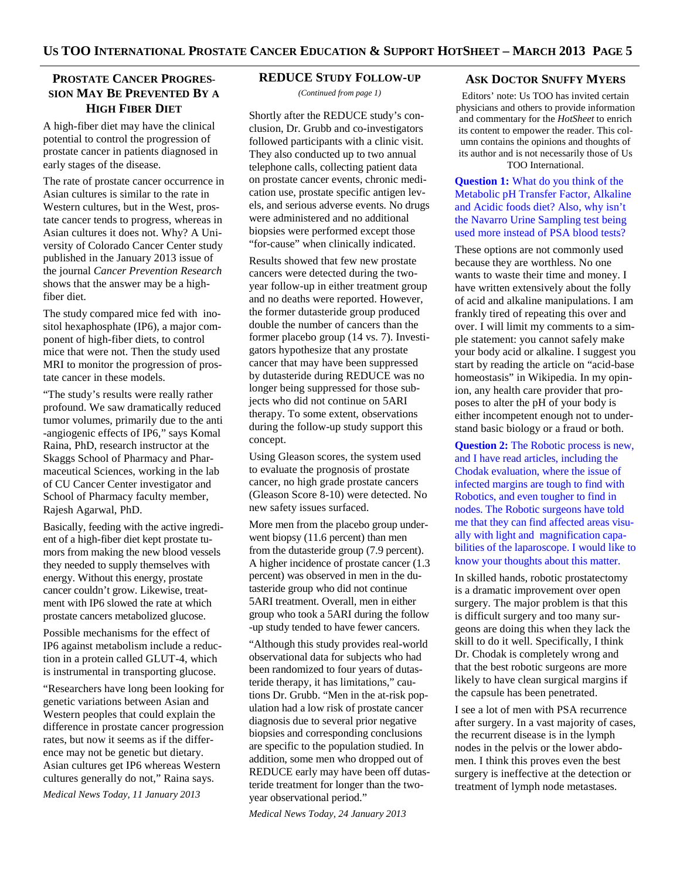## Prostate Cancer Progression May Be Prevented By a High Fiber Diet

A high-fiber diet may have the clinical potential to control the progression of prostate cancer in patients diagnosed in early stages of the disease.

The rate of prostate cancer occurrence in Asian cultures is similar to the rate in Western cultures, but in the West, prostate cancer tends to progress, whereas in Asian cultures it does not. Why? A University of Colorado Cancer Center study published in the January 2013 issue of the journal *Cancer Prevention Research* shows that the answer may be a high-fiber diet.

The study compared mice fed with inositol hexaphosphate (IP6), a major component of high-fiber diets, to control mice that were not. Then the study used MRI to monitor the progression of prostate cancer in these models.

"The study's results were really rather profound. We saw dramatically reduced tumor volumes, primarily due to the anti-angiogenic effects of IP6," says Komal Raina, PhD, research instructor at the Skaggs School of Pharmacy and Pharmaceutical Sciences, working in the lab of CU Cancer Center investigator and School of Pharmacy faculty member, Rajesh Agarwal, PhD.

Basically, feeding with the active ingredient of a high-fiber diet kept prostate tumors from making the new blood vessels they needed to supply themselves with energy. Without this energy, prostate cancer couldn't grow. Likewise, treatment with IP6 slowed the rate at which prostate cancers metabolized glucose.

Possible mechanisms for the effect of IP6 against metabolism include a reduction in a protein called GLUT-4, which is instrumental in transporting glucose.

"Researchers have long been looking for genetic variations between Asian and Western peoples that could explain the difference in prostate cancer progression rates, but now it seems as if the difference may not be genetic but dietary. Asian cultures get IP6 whereas Western cultures generally do not," Raina says.

*Medical News Today, 11 January 2013*

## REDUCE Study Follow-up

*(Continued from page 1)*

Shortly after the REDUCE study's conclusion, Dr. Grubb and co-investigators followed participants with a clinic visit. They also conducted up to two annual telephone calls, collecting patient data on prostate cancer events, chronic medication use, prostate specific antigen levels, and serious adverse events. No drugs were administered and no additional biopsies were performed except those "for-cause" when clinically indicated.

Results showed that few new prostate cancers were detected during the two-year follow-up in either treatment group and no deaths were reported. However, the former dutasteride group produced double the number of cancers than the former placebo group (14 vs. 7). Investigators hypothesize that any prostate cancer that may have been suppressed by dutasteride during REDUCE was no longer being suppressed for those subjects who did not continue on 5ARI therapy. To some extent, observations during the follow-up study support this concept.

Using Gleason scores, the system used to evaluate the prognosis of prostate cancer, no high grade prostate cancers (Gleason Score 8-10) were detected. No new safety issues surfaced.

More men from the placebo group underwent biopsy (11.6 percent) than men from the dutasteride group (7.9 percent). A higher incidence of prostate cancer (1.3 percent) was observed in men in the dutasteride group who did not continue 5ARI treatment. Overall, men in either group who took a 5ARI during the follow-up study tended to have fewer cancers.

"Although this study provides real-world observational data for subjects who had been randomized to four years of dutasteride therapy, it has limitations," cautions Dr. Grubb. "Men in the at-risk population had a low risk of prostate cancer diagnosis due to several prior negative biopsies and corresponding conclusions are specific to the population studied. In addition, some men who dropped out of REDUCE early may have been off dutasteride treatment for longer than the two-year observational period."

*Medical News Today, 24 January 2013*

## Ask Doctor Snuffy Myers

Editors' note: Us TOO has invited certain physicians and others to provide information and commentary for the *HotSheet* to enrich its content to empower the reader. This column contains the opinions and thoughts of its author and is not necessarily those of Us TOO International.

**Question 1:** What do you think of the Metabolic pH Transfer Factor, Alkaline and Acidic foods diet? Also, why isn't the Navarro Urine Sampling test being used more instead of PSA blood tests?

These options are not commonly used because they are worthless. No one wants to waste their time and money. I have written extensively about the folly of acid and alkaline manipulations. I am frankly tired of repeating this over and over. I will limit my comments to a simple statement: you cannot safely make your body acid or alkaline. I suggest you start by reading the article on "acid-base homeostasis" in Wikipedia. In my opinion, any health care provider that proposes to alter the pH of your body is either incompetent enough not to understand basic biology or a fraud or both.

**Question 2:** The Robotic process is new, and I have read articles, including the Chodak evaluation, where the issue of infected margins are tough to find with Robotics, and even tougher to find in nodes. The Robotic surgeons have told me that they can find affected areas visually with light and magnification capabilities of the laparoscope. I would like to know your thoughts about this matter.

In skilled hands, robotic prostatectomy is a dramatic improvement over open surgery. The major problem is that this is difficult surgery and too many surgeons are doing this when they lack the skill to do it well. Specifically, I think Dr. Chodak is completely wrong and that the best robotic surgeons are more likely to have clean surgical margins if the capsule has been penetrated.

I see a lot of men with PSA recurrence after surgery. In a vast majority of cases, the recurrent disease is in the lymph nodes in the pelvis or the lower abdomen. I think this proves even the best surgery is ineffective at the detection or treatment of lymph node metastases.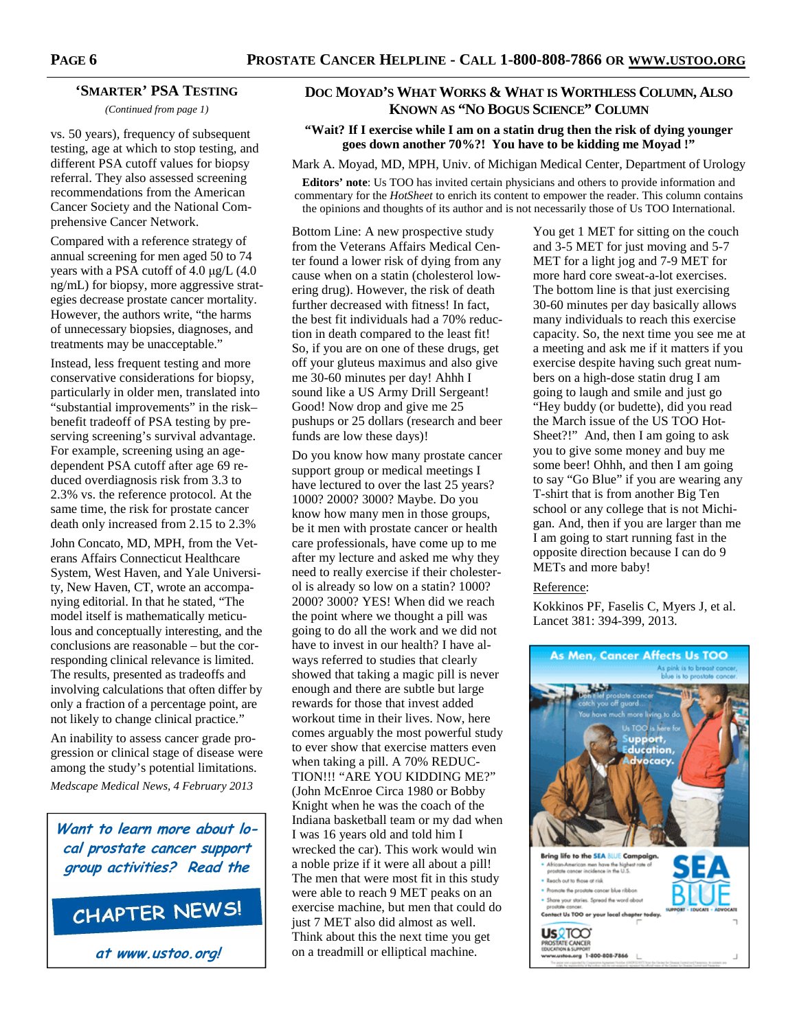## 'Smarter' PSA Testing

*(Continued from page 1)*

vs. 50 years), frequency of subsequent testing, age at which to stop testing, and different PSA cutoff values for biopsy referral. They also assessed screening recommendations from the American Cancer Society and the National Comprehensive Cancer Network.

Compared with a reference strategy of annual screening for men aged 50 to 74 years with a PSA cutoff of 4.0 μg/L (4.0 ng/mL) for biopsy, more aggressive strategies decrease prostate cancer mortality. However, the authors write, "the harms of unnecessary biopsies, diagnoses, and treatments may be unacceptable."

Instead, less frequent testing and more conservative considerations for biopsy, particularly in older men, translated into "substantial improvements" in the risk–benefit tradeoff of PSA testing by preserving screening's survival advantage. For example, screening using an age-dependent PSA cutoff after age 69 reduced overdiagnosis risk from 3.3 to 2.3% vs. the reference protocol. At the same time, the risk for prostate cancer death only increased from 2.15 to 2.3%

John Concato, MD, MPH, from the Veterans Affairs Connecticut Healthcare System, West Haven, and Yale University, New Haven, CT, wrote an accompanying editorial. In that he stated, "The model itself is mathematically meticulous and conceptually interesting, and the conclusions are reasonable – but the corresponding clinical relevance is limited. The results, presented as tradeoffs and involving calculations that often differ by only a fraction of a percentage point, are not likely to change clinical practice."

An inability to assess cancer grade progression or clinical stage of disease were among the study's potential limitations.

*Medscape Medical News, 4 February 2013*

***Want to learn more about local prostate cancer support group activities? Read the***

**CHAPTER NEWS!**

***at www.ustoo.org!***

## Doc Moyad's What Works & What is Worthless Column, Also Known as "No Bogus Science" Column

**"Wait? If I exercise while I am on a statin drug then the risk of dying younger goes down another 70%?! You have to be kidding me Moyad !"**

Mark A. Moyad, MD, MPH, Univ. of Michigan Medical Center, Department of Urology

**Editors' note**: Us TOO has invited certain physicians and others to provide information and commentary for the *HotSheet* to enrich its content to empower the reader. This column contains the opinions and thoughts of its author and is not necessarily those of Us TOO International.

Bottom Line: A new prospective study from the Veterans Affairs Medical Center found a lower risk of dying from any cause when on a statin (cholesterol lowering drug). However, the risk of death further decreased with fitness! In fact, the best fit individuals had a 70% reduction in death compared to the least fit! So, if you are on one of these drugs, get off your gluteus maximus and also give me 30-60 minutes per day! Ahhh I sound like a US Army Drill Sergeant! Good! Now drop and give me 25 pushups or 25 dollars (research and beer funds are low these days)!

Do you know how many prostate cancer support group or medical meetings I have lectured to over the last 25 years? 1000? 2000? 3000? Maybe. Do you know how many men in those groups, be it men with prostate cancer or health care professionals, have come up to me after my lecture and asked me why they need to really exercise if their cholesterol is already so low on a statin? 1000? 2000? 3000? YES! When did we reach the point where we thought a pill was going to do all the work and we did not have to invest in our health? I have always referred to studies that clearly showed that taking a magic pill is never enough and there are subtle but large rewards for those that invest added workout time in their lives. Now, here comes arguably the most powerful study to ever show that exercise matters even when taking a pill. A 70% REDUCTION!!! "ARE YOU KIDDING ME?" (John McEnroe Circa 1980 or Bobby Knight when he was the coach of the Indiana basketball team or my dad when I was 16 years old and told him I wrecked the car). This work would win a noble prize if it were all about a pill! The men that were most fit in this study were able to reach 9 MET peaks on an exercise machine, but men that could do just 7 MET also did almost as well. Think about this the next time you get on a treadmill or elliptical machine.

You get 1 MET for sitting on the couch and 3-5 MET for just moving and 5-7 MET for a light jog and 7-9 MET for more hard core sweat-a-lot exercises. The bottom line is that just exercising 30-60 minutes per day basically allows many individuals to reach this exercise capacity. So, the next time you see me at a meeting and ask me if it matters if you exercise despite having such great numbers on a high-dose statin drug I am going to laugh and smile and just go "Hey buddy (or budette), did you read the March issue of the US TOO HotSheet?!" And, then I am going to ask you to give some money and buy me some beer! Ohhh, and then I am going to say "Go Blue" if you are wearing any T-shirt that is from another Big Ten school or any college that is not Michigan. And, then if you are larger than me I am going to start running fast in the opposite direction because I can do 9 METs and more baby!

Reference:

Kokkinos PF, Faselis C, Myers J, et al. Lancet 381: 394-399, 2013.

**As Men, Cancer Affects Us TOO**

As pink is to breast cancer, blue is to prostate cancer.

Don't let prostate cancer catch you off guard. You have much more living to do. Us TOO is here for Support, Education, Advocacy.

**Bring life to the SEA BLUE Campaign.**

- African-American men have the highest rate of prostate cancer incidence in the U.S.
- Reach out to those at risk
- Promote the prostate cancer blue ribbon
- Share your stories. Spread the word about prostate cancer.

**Contact Us TOO or your local chapter today.**

SEA BLUE — SUPPORT • EDUCATE • ADVOCATE

Us TOO PROSTATE CANCER EDUCATION & SUPPORT — www.ustoo.org 1-800-808-7866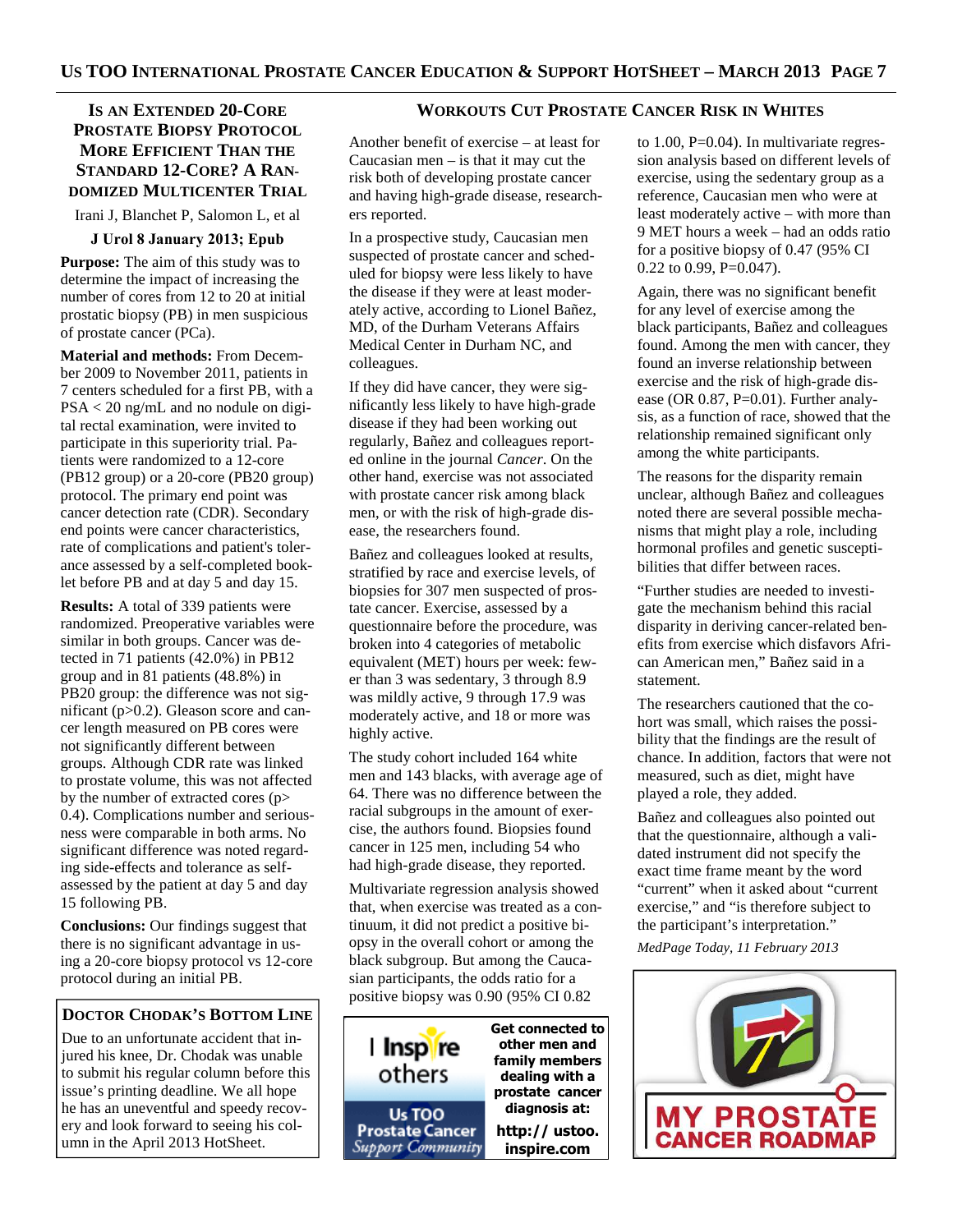## Is an Extended 20-Core Prostate Biopsy Protocol More Efficient Than the Standard 12-Core? A Randomized Multicenter Trial

Irani J, Blanchet P, Salomon L, et al

**J Urol 8 January 2013; Epub**

**Purpose:** The aim of this study was to determine the impact of increasing the number of cores from 12 to 20 at initial prostatic biopsy (PB) in men suspicious of prostate cancer (PCa).

**Material and methods:** From December 2009 to November 2011, patients in 7 centers scheduled for a first PB, with a PSA < 20 ng/mL and no nodule on digital rectal examination, were invited to participate in this superiority trial. Patients were randomized to a 12-core (PB12 group) or a 20-core (PB20 group) protocol. The primary end point was cancer detection rate (CDR). Secondary end points were cancer characteristics, rate of complications and patient's tolerance assessed by a self-completed booklet before PB and at day 5 and day 15.

**Results:** A total of 339 patients were randomized. Preoperative variables were similar in both groups. Cancer was detected in 71 patients (42.0%) in PB12 group and in 81 patients (48.8%) in PB20 group: the difference was not significant (p>0.2). Gleason score and cancer length measured on PB cores were not significantly different between groups. Although CDR rate was linked to prostate volume, this was not affected by the number of extracted cores (p> 0.4). Complications number and seriousness were comparable in both arms. No significant difference was noted regarding side-effects and tolerance as self-assessed by the patient at day 5 and day 15 following PB.

**Conclusions:** Our findings suggest that there is no significant advantage in using a 20-core biopsy protocol vs 12-core protocol during an initial PB.

### Doctor Chodak's Bottom Line

Due to an unfortunate accident that injured his knee, Dr. Chodak was unable to submit his regular column before this issue's printing deadline. We all hope he has an uneventful and speedy recovery and look forward to seeing his column in the April 2013 HotSheet.

## Workouts Cut Prostate Cancer Risk in Whites

Another benefit of exercise – at least for Caucasian men – is that it may cut the risk both of developing prostate cancer and having high-grade disease, researchers reported.

In a prospective study, Caucasian men suspected of prostate cancer and scheduled for biopsy were less likely to have the disease if they were at least moderately active, according to Lionel Bañez, MD, of the Durham Veterans Affairs Medical Center in Durham NC, and colleagues.

If they did have cancer, they were significantly less likely to have high-grade disease if they had been working out regularly, Bañez and colleagues reported online in the journal *Cancer*. On the other hand, exercise was not associated with prostate cancer risk among black men, or with the risk of high-grade disease, the researchers found.

Bañez and colleagues looked at results, stratified by race and exercise levels, of biopsies for 307 men suspected of prostate cancer. Exercise, assessed by a questionnaire before the procedure, was broken into 4 categories of metabolic equivalent (MET) hours per week: fewer than 3 was sedentary, 3 through 8.9 was mildly active, 9 through 17.9 was moderately active, and 18 or more was highly active.

The study cohort included 164 white men and 143 blacks, with average age of 64. There was no difference between the racial subgroups in the amount of exercise, the authors found. Biopsies found cancer in 125 men, including 54 who had high-grade disease, they reported.

Multivariate regression analysis showed that, when exercise was treated as a continuum, it did not predict a positive biopsy in the overall cohort or among the black subgroup. But among the Caucasian participants, the odds ratio for a positive biopsy was 0.90 (95% CI 0.82 to 1.00, P=0.04). In multivariate regression analysis based on different levels of exercise, using the sedentary group as a reference, Caucasian men who were at least moderately active – with more than 9 MET hours a week – had an odds ratio for a positive biopsy of 0.47 (95% CI 0.22 to 0.99, P=0.047).

Again, there was no significant benefit for any level of exercise among the black participants, Bañez and colleagues found. Among the men with cancer, they found an inverse relationship between exercise and the risk of high-grade disease (OR 0.87, P=0.01). Further analysis, as a function of race, showed that the relationship remained significant only among the white participants.

The reasons for the disparity remain unclear, although Bañez and colleagues noted there are several possible mechanisms that might play a role, including hormonal profiles and genetic susceptibilities that differ between races.

"Further studies are needed to investigate the mechanism behind this racial disparity in deriving cancer-related benefits from exercise which disfavors African American men," Bañez said in a statement.

The researchers cautioned that the cohort was small, which raises the possibility that the findings are the result of chance. In addition, factors that were not measured, such as diet, might have played a role, they added.

Bañez and colleagues also pointed out that the questionnaire, although a validated instrument did not specify the exact time frame meant by the word "current" when it asked about "current exercise," and "is therefore subject to the participant's interpretation."

*MedPage Today, 11 February 2013*

I Inspire others – Us TOO Prostate Cancer Support Community

**Get connected to other men and family members dealing with a prostate cancer diagnosis at: http:// ustoo.inspire.com**

MY PROSTATE CANCER ROADMAP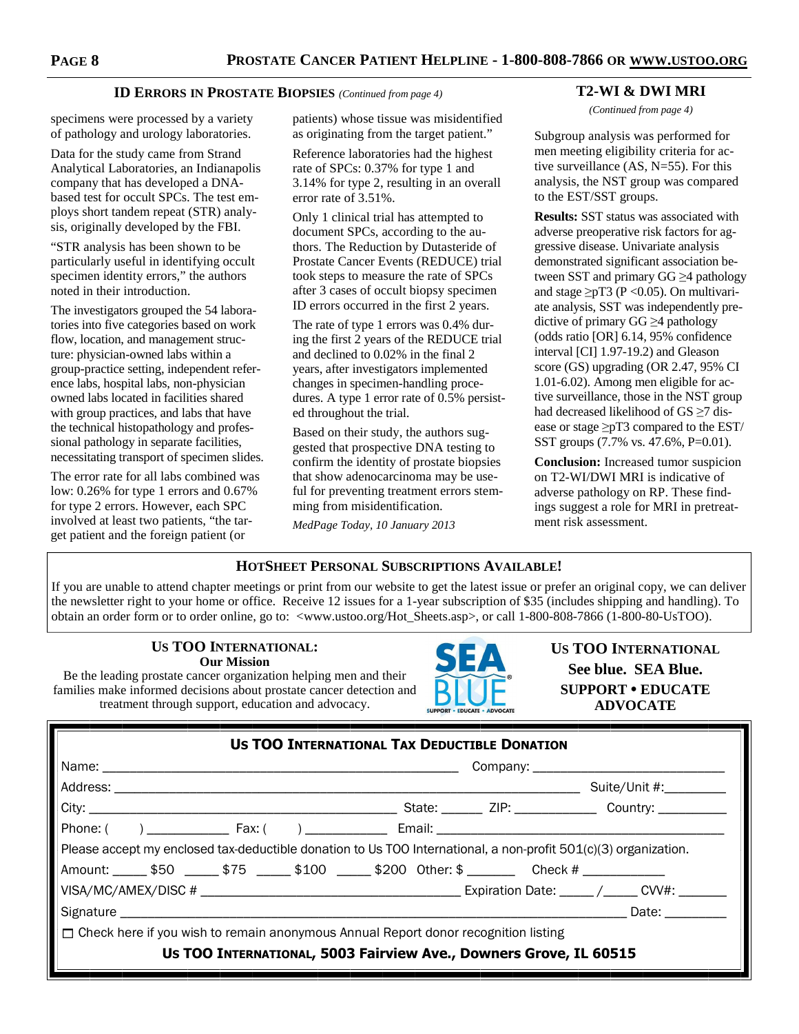## ID Errors in Prostate Biopsies *(Continued from page 4)*

specimens were processed by a variety of pathology and urology laboratories.

Data for the study came from Strand Analytical Laboratories, an Indianapolis company that has developed a DNA-based test for occult SPCs. The test employs short tandem repeat (STR) analysis, originally developed by the FBI.

"STR analysis has been shown to be particularly useful in identifying occult specimen identity errors," the authors noted in their introduction.

The investigators grouped the 54 laboratories into five categories based on work flow, location, and management structure: physician-owned labs within a group-practice setting, independent reference labs, hospital labs, non-physician owned labs located in facilities shared with group practices, and labs that have the technical histopathology and professional pathology in separate facilities, necessitating transport of specimen slides.

The error rate for all labs combined was low: 0.26% for type 1 errors and 0.67% for type 2 errors. However, each SPC involved at least two patients, "the target patient and the foreign patient (or patients) whose tissue was misidentified as originating from the target patient."

Reference laboratories had the highest rate of SPCs: 0.37% for type 1 and 3.14% for type 2, resulting in an overall error rate of 3.51%.

Only 1 clinical trial has attempted to document SPCs, according to the authors. The Reduction by Dutasteride of Prostate Cancer Events (REDUCE) trial took steps to measure the rate of SPCs after 3 cases of occult biopsy specimen ID errors occurred in the first 2 years.

The rate of type 1 errors was 0.4% during the first 2 years of the REDUCE trial and declined to 0.02% in the final 2 years, after investigators implemented changes in specimen-handling procedures. A type 1 error rate of 0.5% persisted throughout the trial.

Based on their study, the authors suggested that prospective DNA testing to confirm the identity of prostate biopsies that show adenocarcinoma may be useful for preventing treatment errors stemming from misidentification.

*MedPage Today, 10 January 2013*

## T2-WI & DWI MRI

*(Continued from page 4)*

Subgroup analysis was performed for men meeting eligibility criteria for active surveillance (AS, N=55). For this analysis, the NST group was compared to the EST/SST groups.

**Results:** SST status was associated with adverse preoperative risk factors for aggressive disease. Univariate analysis demonstrated significant association between SST and primary GG ≥4 pathology and stage ≥pT3 ($P < 0.05$). On multivariate analysis, SST was independently predictive of primary GG ≥4 pathology (odds ratio [OR] 6.14, 95% confidence interval [CI] 1.97-19.2) and Gleason score (GS) upgrading (OR 2.47, 95% CI 1.01-6.02). Among men eligible for active surveillance, those in the NST group had decreased likelihood of GS ≥7 disease or stage ≥pT3 compared to the EST/SST groups (7.7% vs. 47.6%, P=0.01).

**Conclusion:** Increased tumor suspicion on T2-WI/DWI MRI is indicative of adverse pathology on RP. These findings suggest a role for MRI in pretreatment risk assessment.

## HotSheet Personal Subscriptions Available!

If you are unable to attend chapter meetings or print from our website to get the latest issue or prefer an original copy, we can deliver the newsletter right to your home or office. Receive 12 issues for a 1-year subscription of $35 (includes shipping and handling). To obtain an order form or to order online, go to: <www.ustoo.org/Hot_Sheets.asp>, or call 1-800-808-7866 (1-800-80-UsTOO).

**Us TOO International:**
**Our Mission**
Be the leading prostate cancer organization helping men and their families make informed decisions about prostate cancer detection and treatment through support, education and advocacy.

SEA BLUE®
SUPPORT • EDUCATE • ADVOCATE

**Us TOO International**
**See blue. SEA Blue.**
**SUPPORT • EDUCATE ADVOCATE**

### Us TOO International Tax Deductible Donation

Name: ______________________________ Company: ______________________

Address: __________________________________________ Suite/Unit #:________

City: ______________________________ State: ______ ZIP: ____________ Country: __________

Phone: ( ) ____________ Fax: ( ) ____________ Email: ______________________________

Please accept my enclosed tax-deductible donation to Us TOO International, a non-profit 501(c)(3) organization.

Amount: _____ $50 _____ $75 _____ $100 _____ $200 Other: $ _______ Check # ____________

VISA/MC/AMEX/DISC # ______________________________ Expiration Date: _____ /_____ CVV#: _______

Signature ____________________________________________ Date: _________

☐ Check here if you wish to remain anonymous Annual Report donor recognition listing

**Us TOO International, 5003 Fairview Ave., Downers Grove, IL 60515**